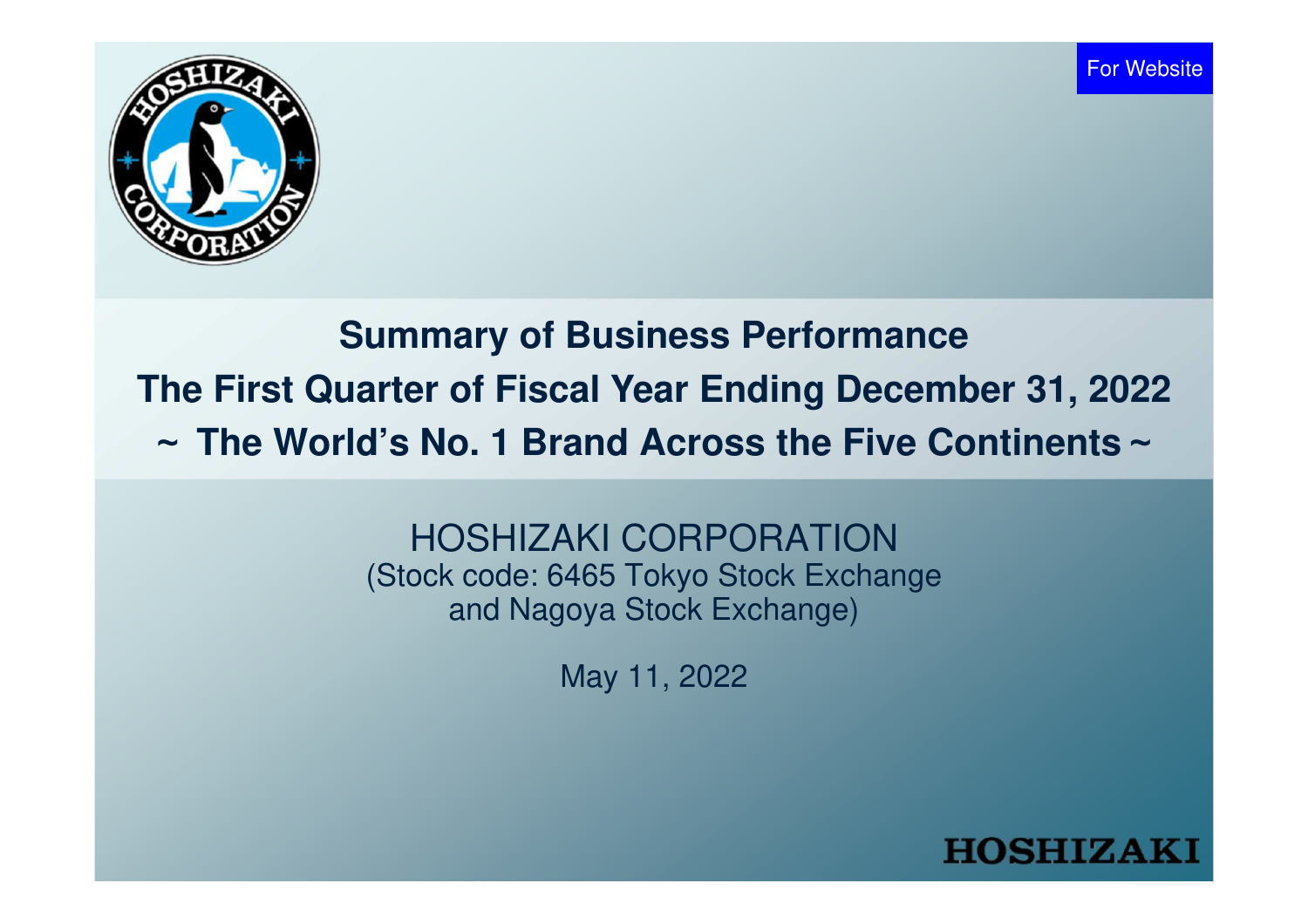For Website

# Summary of Business Performance
# The First Quarter of Fiscal Year Ending December 31, 2022
# ~ The World's No. 1 Brand Across the Five Continents ~

HOSHIZAKI CORPORATION
(Stock code: 6465 Tokyo Stock Exchange
and Nagoya Stock Exchange)

May 11, 2022

HOSHIZAKI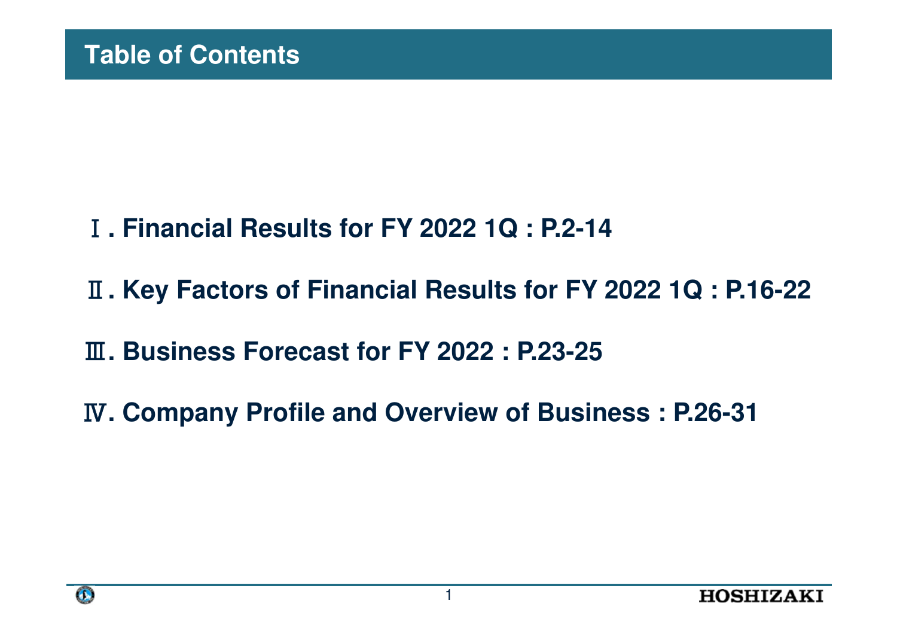# Table of Contents

Ⅰ. Financial Results for FY 2022 1Q : P.2-14

Ⅱ. Key Factors of Financial Results for FY 2022 1Q : P.16-22

Ⅲ. Business Forecast for FY 2022 : P.23-25

Ⅳ. Company Profile and Overview of Business : P.26-31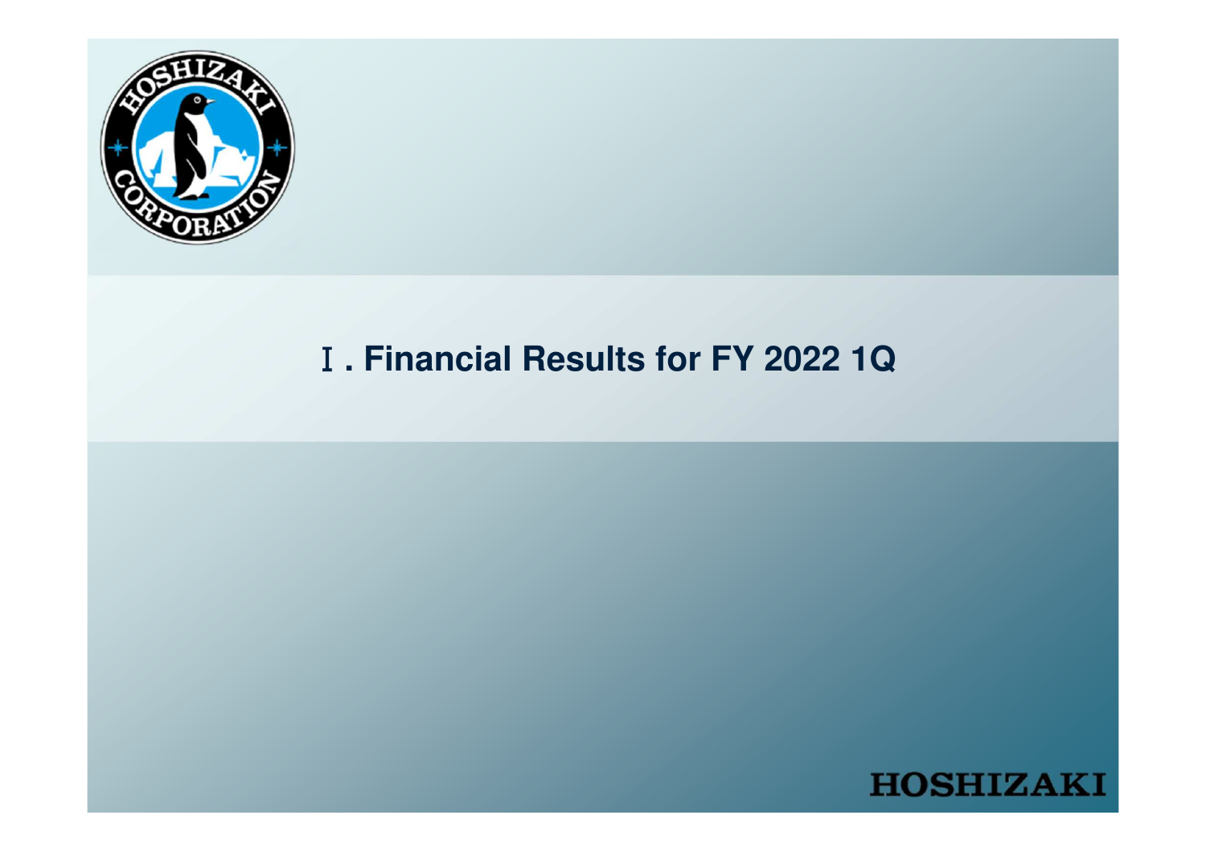# Ⅰ. Financial Results for FY 2022 1Q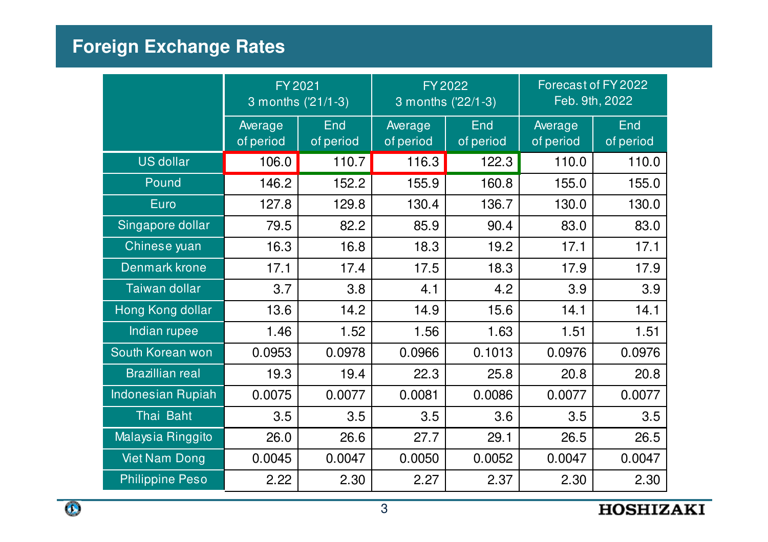# Foreign Exchange Rates

| | FY 2021 3 months ('21/1-3) | | FY 2022 3 months ('22/1-3) | | Forecast of FY 2022 Feb. 9th, 2022 | |
|---|---|---|---|---|---|---|
| | Average of period | End of period | Average of period | End of period | Average of period | End of period |
| US dollar | 106.0 | 110.7 | 116.3 | 122.3 | 110.0 | 110.0 |
| Pound | 146.2 | 152.2 | 155.9 | 160.8 | 155.0 | 155.0 |
| Euro | 127.8 | 129.8 | 130.4 | 136.7 | 130.0 | 130.0 |
| Singapore dollar | 79.5 | 82.2 | 85.9 | 90.4 | 83.0 | 83.0 |
| Chinese yuan | 16.3 | 16.8 | 18.3 | 19.2 | 17.1 | 17.1 |
| Denmark krone | 17.1 | 17.4 | 17.5 | 18.3 | 17.9 | 17.9 |
| Taiwan dollar | 3.7 | 3.8 | 4.1 | 4.2 | 3.9 | 3.9 |
| Hong Kong dollar | 13.6 | 14.2 | 14.9 | 15.6 | 14.1 | 14.1 |
| Indian rupee | 1.46 | 1.52 | 1.56 | 1.63 | 1.51 | 1.51 |
| South Korean won | 0.0953 | 0.0978 | 0.0966 | 0.1013 | 0.0976 | 0.0976 |
| Brazillian real | 19.3 | 19.4 | 22.3 | 25.8 | 20.8 | 20.8 |
| Indonesian Rupiah | 0.0075 | 0.0077 | 0.0081 | 0.0086 | 0.0077 | 0.0077 |
| Thai Baht | 3.5 | 3.5 | 3.5 | 3.6 | 3.5 | 3.5 |
| Malaysia Ringgito | 26.0 | 26.6 | 27.7 | 29.1 | 26.5 | 26.5 |
| Viet Nam Dong | 0.0045 | 0.0047 | 0.0050 | 0.0052 | 0.0047 | 0.0047 |
| Philippine Peso | 2.22 | 2.30 | 2.27 | 2.37 | 2.30 | 2.30 |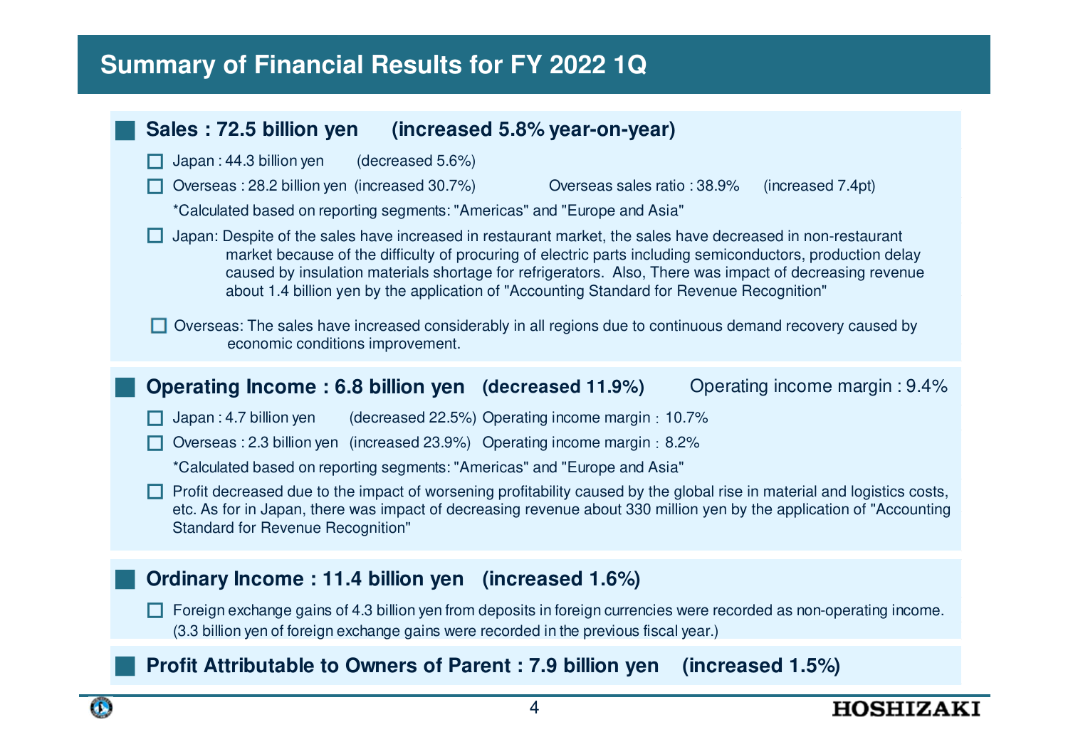# Summary of Financial Results for FY 2022 1Q

## Sales : 72.5 billion yen (increased 5.8% year-on-year)

- Japan : 44.3 billion yen (decreased 5.6%)
- Overseas : 28.2 billion yen (increased 30.7%) Overseas sales ratio : 38.9% (increased 7.4pt)

  *Calculated based on reporting segments: "Americas" and "Europe and Asia"

- Japan: Despite of the sales have increased in restaurant market, the sales have decreased in non-restaurant market because of the difficulty of procuring of electric parts including semiconductors, production delay caused by insulation materials shortage for refrigerators. Also, There was impact of decreasing revenue about 1.4 billion yen by the application of "Accounting Standard for Revenue Recognition"
- Overseas: The sales have increased considerably in all regions due to continuous demand recovery caused by economic conditions improvement.

## Operating Income : 6.8 billion yen (decreased 11.9%) Operating income margin : 9.4%

- Japan : 4.7 billion yen (decreased 22.5%) Operating income margin : 10.7%
- Overseas : 2.3 billion yen (increased 23.9%) Operating income margin : 8.2%

  *Calculated based on reporting segments: "Americas" and "Europe and Asia"

- Profit decreased due to the impact of worsening profitability caused by the global rise in material and logistics costs, etc. As for in Japan, there was impact of decreasing revenue about 330 million yen by the application of "Accounting Standard for Revenue Recognition"

## Ordinary Income : 11.4 billion yen (increased 1.6%)

- Foreign exchange gains of 4.3 billion yen from deposits in foreign currencies were recorded as non-operating income. (3.3 billion yen of foreign exchange gains were recorded in the previous fiscal year.)

## Profit Attributable to Owners of Parent : 7.9 billion yen (increased 1.5%)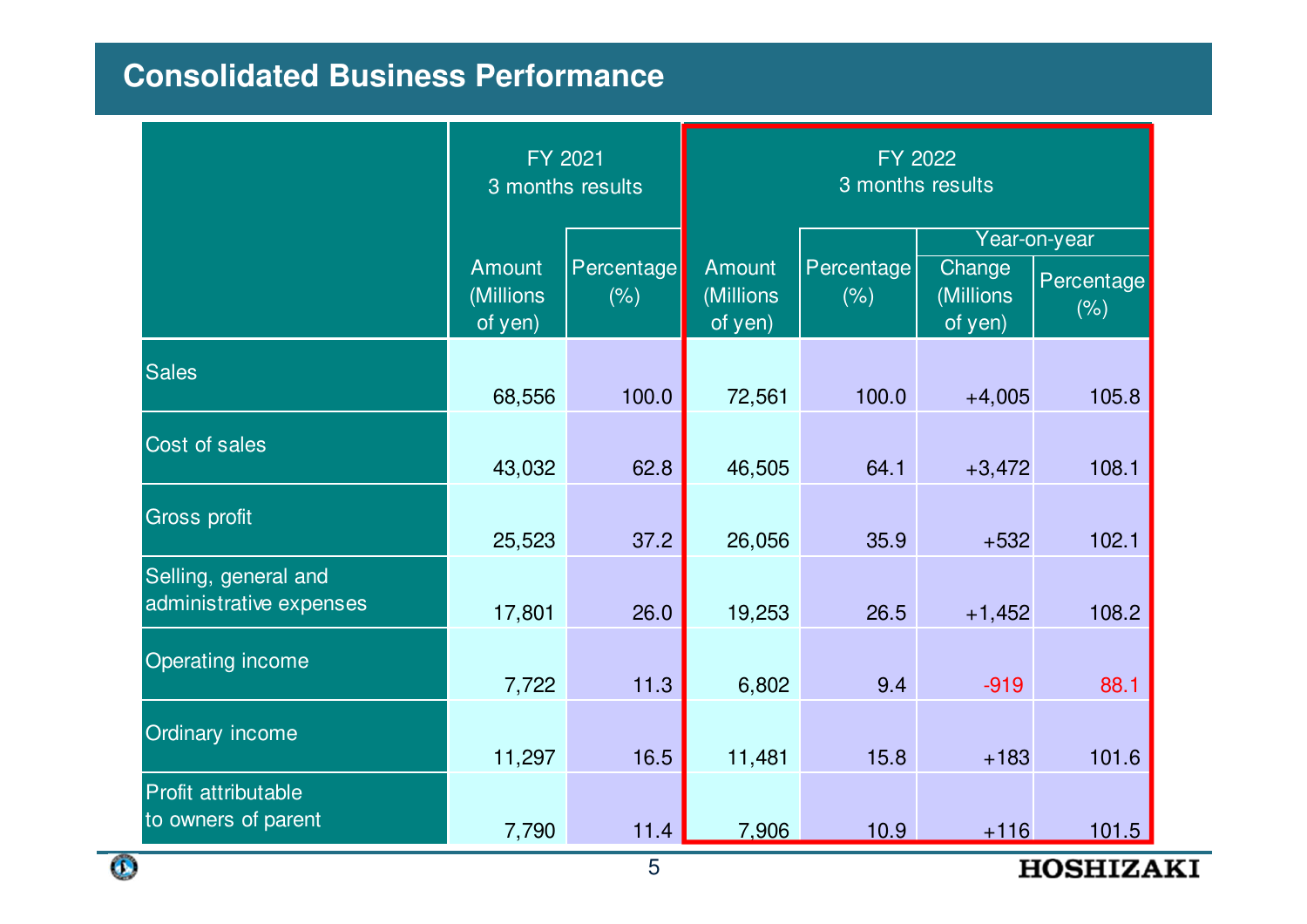## Consolidated Business Performance

| | FY 2021 3 months results | | FY 2022 3 months results | | | |
|---|---|---|---|---|---|---|
| | | | | | Year-on-year | |
| | Amount (Millions of yen) | Percentage (%) | Amount (Millions of yen) | Percentage (%) | Change (Millions of yen) | Percentage (%) |
| Sales | 68,556 | 100.0 | 72,561 | 100.0 | +4,005 | 105.8 |
| Cost of sales | 43,032 | 62.8 | 46,505 | 64.1 | +3,472 | 108.1 |
| Gross profit | 25,523 | 37.2 | 26,056 | 35.9 | +532 | 102.1 |
| Selling, general and administrative expenses | 17,801 | 26.0 | 19,253 | 26.5 | +1,452 | 108.2 |
| Operating income | 7,722 | 11.3 | 6,802 | 9.4 | -919 | 88.1 |
| Ordinary income | 11,297 | 16.5 | 11,481 | 15.8 | +183 | 101.6 |
| Profit attributable to owners of parent | 7,790 | 11.4 | 7,906 | 10.9 | +116 | 101.5 |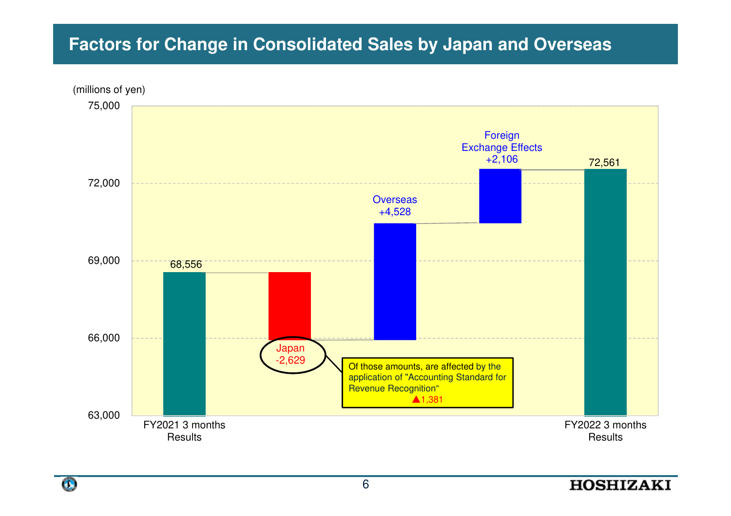# Factors for Change in Consolidated Sales by Japan and Overseas

(millions of yen)

| Item | Amount |
| --- | --- |
| FY2021 3 months Results | 68,556 |
| Japan | -2,629 |
| Overseas | +4,528 |
| Foreign Exchange Effects | +2,106 |
| FY2022 3 months Results | 72,561 |

Of those amounts, are affected by the application of "Accounting Standard for Revenue Recognition" ▲1,381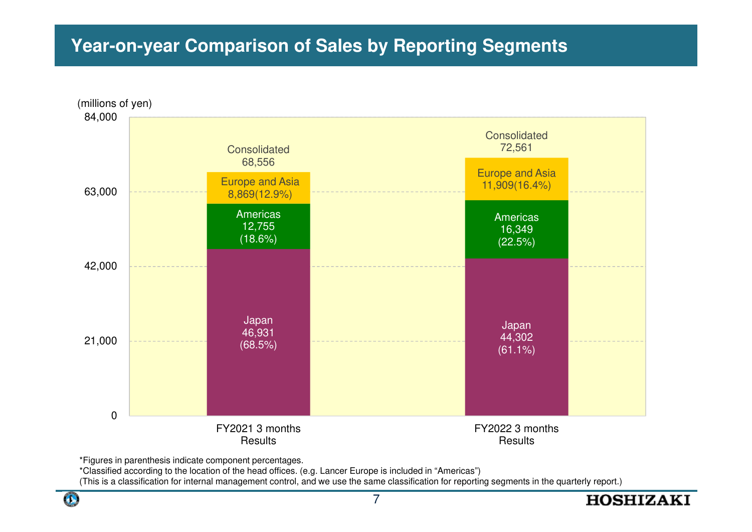# Year-on-year Comparison of Sales by Reporting Segments

(millions of yen)

| Segment | FY2021 3 months Results | FY2022 3 months Results |
|---|---|---|
| Japan | 46,931 (68.5%) | 44,302 (61.1%) |
| Americas | 12,755 (18.6%) | 16,349 (22.5%) |
| Europe and Asia | 8,869 (12.9%) | 11,909 (16.4%) |
| Consolidated | 68,556 | 72,561 |

*Figures in parenthesis indicate component percentages.

*Classified according to the location of the head offices. (e.g. Lancer Europe is included in “Americas”)

(This is a classification for internal management control, and we use the same classification for reporting segments in the quarterly report.)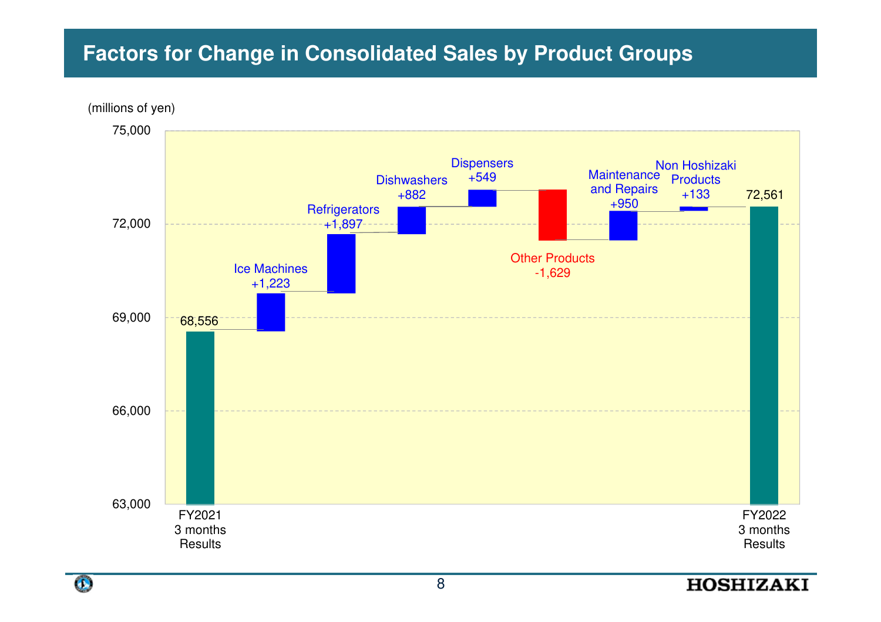# Factors for Change in Consolidated Sales by Product Groups

(millions of yen)

| Item | Amount |
| --- | --- |
| FY2021 3 months Results | 68,556 |
| Ice Machines | +1,223 |
| Refrigerators | +1,897 |
| Dishwashers | +882 |
| Dispensers | +549 |
| Other Products | -1,629 |
| Maintenance and Repairs | +950 |
| Non Hoshizaki Products | +133 |
| FY2022 3 months Results | 72,561 |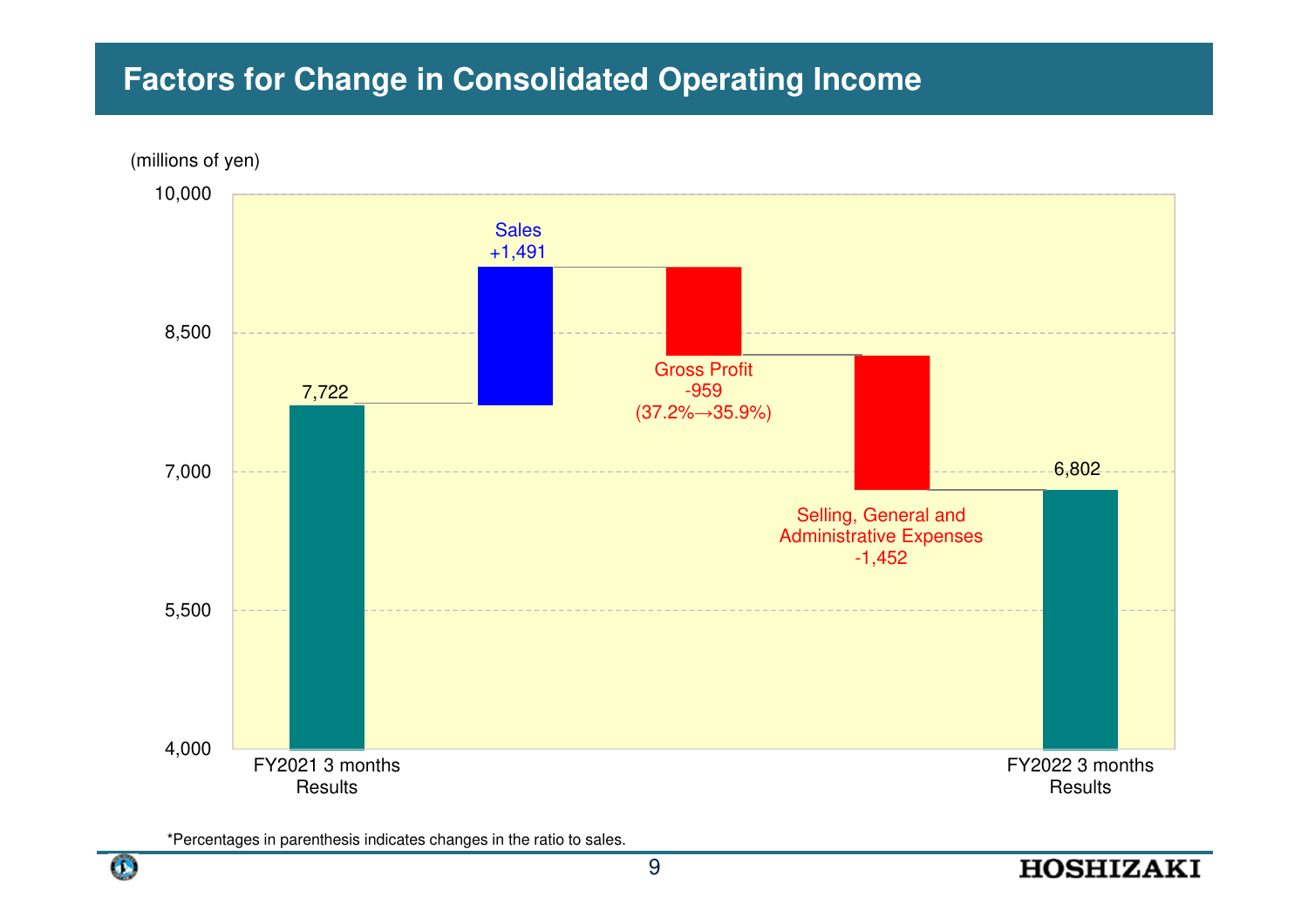# Factors for Change in Consolidated Operating Income

(millions of yen)

| Item | Amount |
| --- | --- |
| FY2021 3 months Results | 7,722 |
| Sales | +1,491 |
| Gross Profit (37.2%→35.9%) | -959 |
| Selling, General and Administrative Expenses | -1,452 |
| FY2022 3 months Results | 6,802 |

*Percentages in parenthesis indicates changes in the ratio to sales.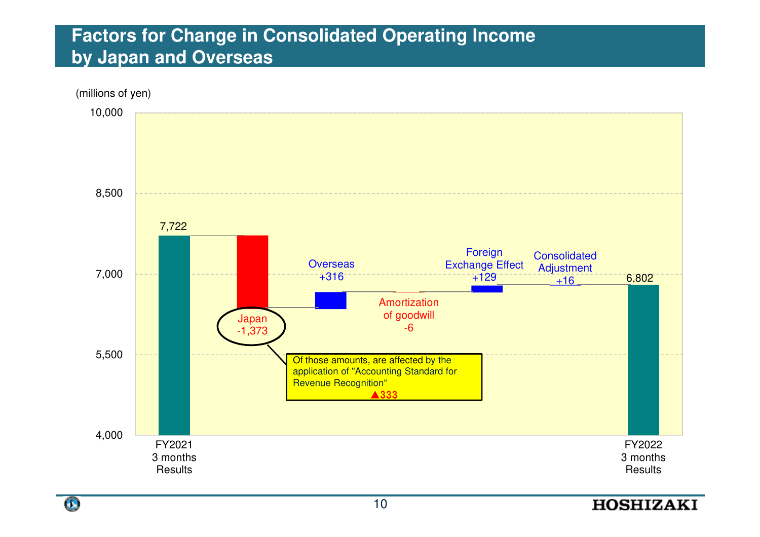# Factors for Change in Consolidated Operating Income by Japan and Overseas

(millions of yen)

| Item | Amount |
|---|---|
| FY2021 3 months Results | 7,722 |
| Japan | -1,373 |
| Overseas | +316 |
| Amortization of goodwill | -6 |
| Foreign Exchange Effect | +129 |
| Consolidated Adjustment | +16 |
| FY2022 3 months Results | 6,802 |

Of those amounts, are affected by the application of "Accounting Standard for Revenue Recognition"
▲333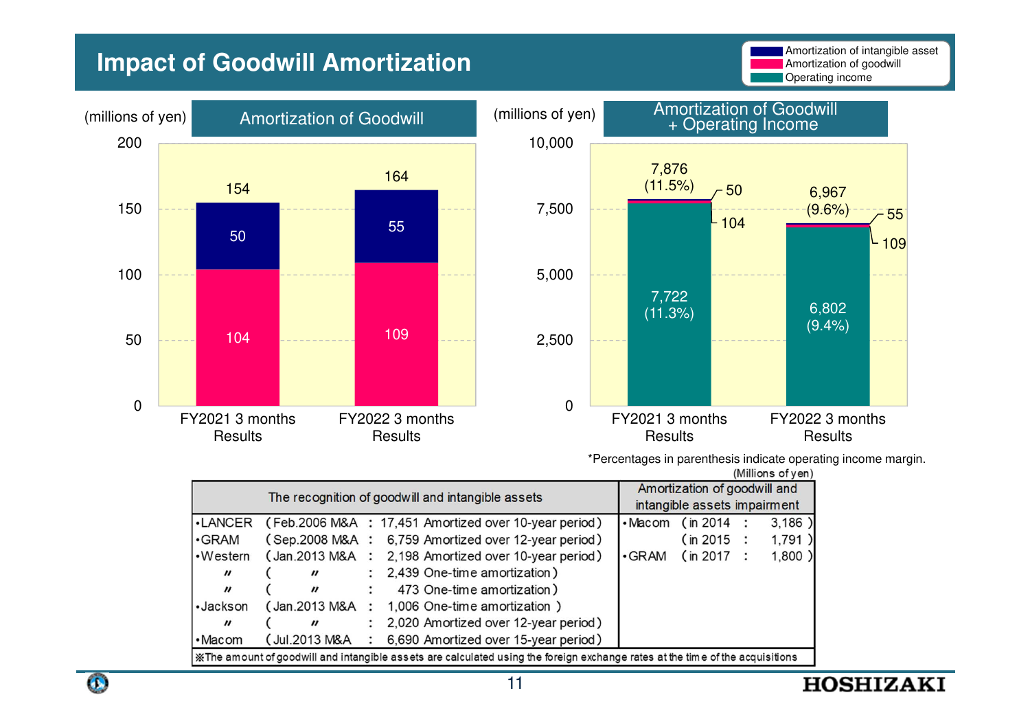# Impact of Goodwill Amortization

Legend: Amortization of intangible asset / Amortization of goodwill / Operating income

## Amortization of Goodwill

(millions of yen)

| | FY2021 3 months Results | FY2022 3 months Results |
|---|---|---|
| Amortization of intangible asset | 50 | 55 |
| Amortization of goodwill | 104 | 109 |
| Total | 154 | 164 |

## Amortization of Goodwill + Operating Income

(millions of yen)

| | FY2021 3 months Results | FY2022 3 months Results |
|---|---|---|
| Amortization of intangible asset | 50 | 55 |
| Amortization of goodwill | 104 | 109 |
| Operating income | 7,722 (11.3%) | 6,802 (9.4%) |
| Total | 7,876 (11.5%) | 6,967 (9.6%) |

*Percentages in parenthesis indicate operating income margin.

(Millions of yen)

| The recognition of goodwill and intangible assets | Amortization of goodwill and intangible assets impairment |
|---|---|
| •LANCER (Feb.2006 M&A : 17,451 Amortized over 10-year period) | •Macom (in 2014 : 3,186 ) |
| •GRAM (Sep.2008 M&A : 6,759 Amortized over 12-year period) | (in 2015 : 1,791 ) |
| •Western (Jan.2013 M&A : 2,198 Amortized over 10-year period) | •GRAM (in 2017 : 1,800 ) |
| 〃 ( 〃 : 2,439 One-time amortization) | |
| 〃 ( 〃 : 473 One-time amortization) | |
| •Jackson (Jan.2013 M&A : 1,006 One-time amortization ) | |
| 〃 ( 〃 : 2,020 Amortized over 12-year period) | |
| •Macom (Jul.2013 M&A : 6,690 Amortized over 15-year period) | |

※The amount of goodwill and intangible assets are calculated using the foreign exchange rates at the time of the acquisitions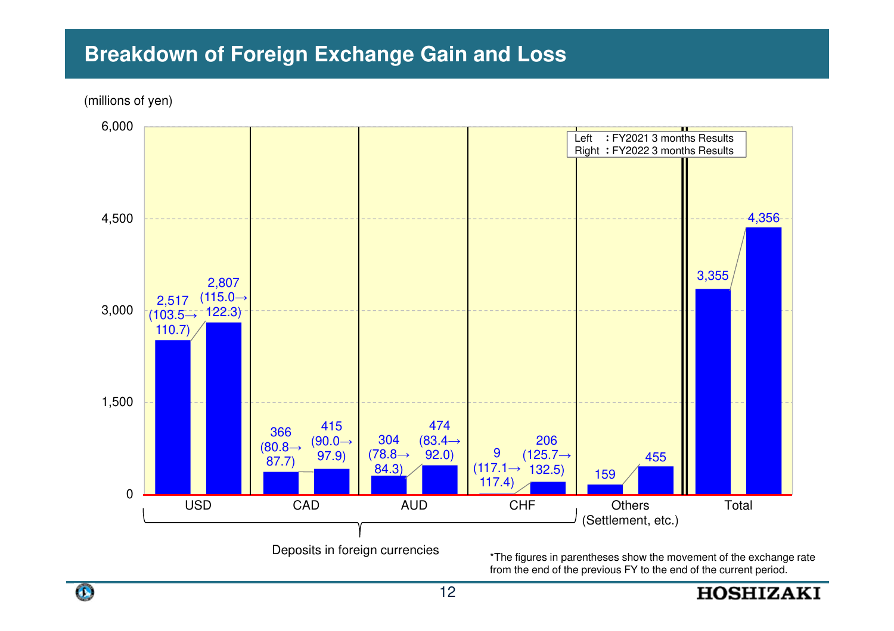# Breakdown of Foreign Exchange Gain and Loss

(millions of yen)

Left: FY2021 3 months Results
Right: FY2022 3 months Results

| | FY2021 3 months Results | FY2022 3 months Results |
|---|---|---|
| USD | 2,517 (103.5→110.7) | 2,807 (115.0→122.3) |
| CAD | 366 (80.8→87.7) | 415 (90.0→97.9) |
| AUD | 304 (78.8→84.3) | 474 (83.4→92.0) |
| CHF | 9 (117.1→117.4) | 206 (125.7→132.5) |
| Others (Settlement, etc.) | 159 | 455 |
| Total | 3,355 | 4,356 |

USD, CAD, AUD, CHF: Deposits in foreign currencies

*The figures in parentheses show the movement of the exchange rate from the end of the previous FY to the end of the current period.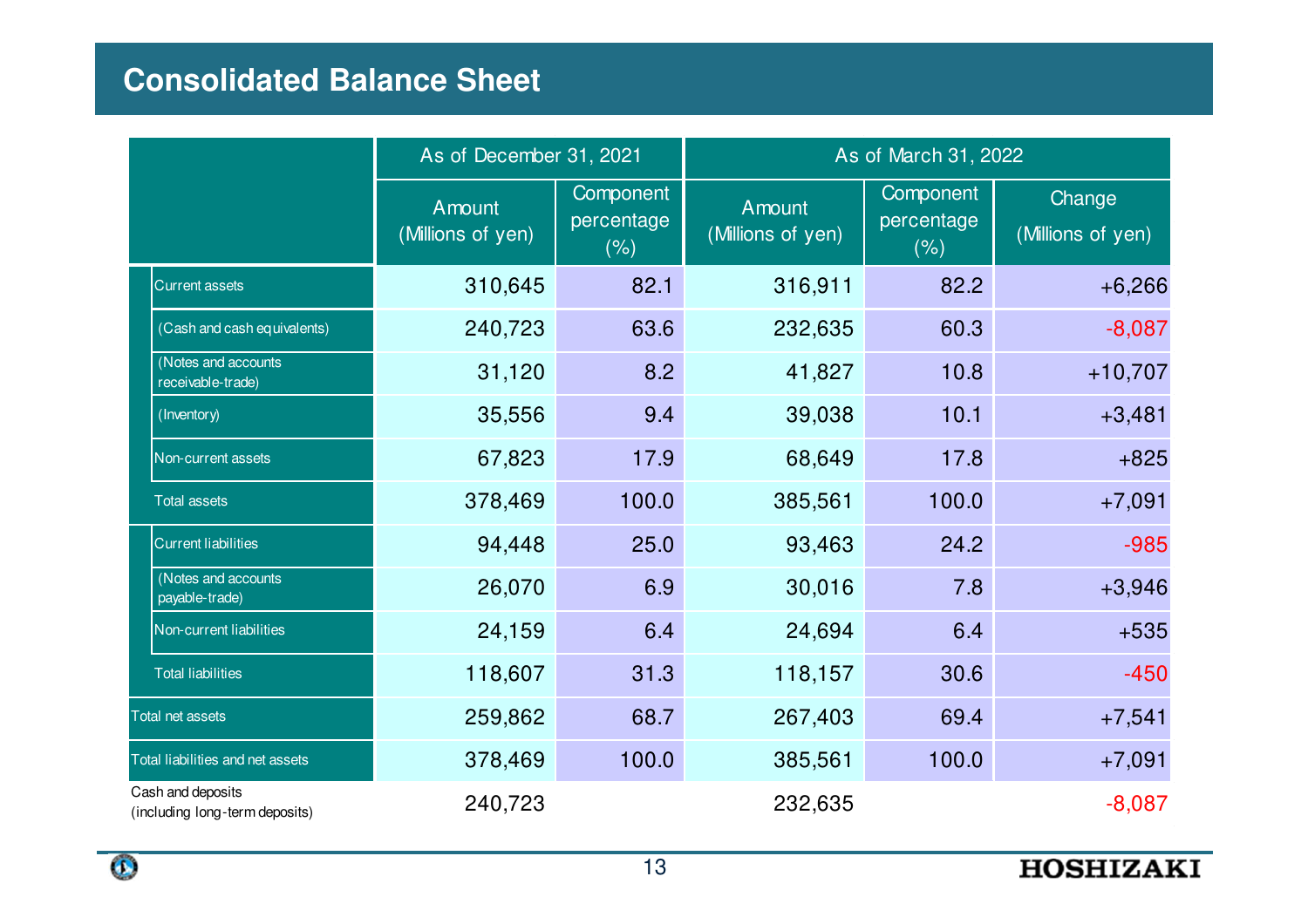## Consolidated Balance Sheet

| | As of December 31, 2021 | | As of March 31, 2022 | | |
|---|---|---|---|---|---|
| | Amount (Millions of yen) | Component percentage (%) | Amount (Millions of yen) | Component percentage (%) | Change (Millions of yen) |
| Current assets | 310,645 | 82.1 | 316,911 | 82.2 | +6,266 |
| (Cash and cash equivalents) | 240,723 | 63.6 | 232,635 | 60.3 | -8,087 |
| (Notes and accounts receivable-trade) | 31,120 | 8.2 | 41,827 | 10.8 | +10,707 |
| (Inventory) | 35,556 | 9.4 | 39,038 | 10.1 | +3,481 |
| Non-current assets | 67,823 | 17.9 | 68,649 | 17.8 | +825 |
| Total assets | 378,469 | 100.0 | 385,561 | 100.0 | +7,091 |
| Current liabilities | 94,448 | 25.0 | 93,463 | 24.2 | -985 |
| (Notes and accounts payable-trade) | 26,070 | 6.9 | 30,016 | 7.8 | +3,946 |
| Non-current liabilities | 24,159 | 6.4 | 24,694 | 6.4 | +535 |
| Total liabilities | 118,607 | 31.3 | 118,157 | 30.6 | -450 |
| Total net assets | 259,862 | 68.7 | 267,403 | 69.4 | +7,541 |
| Total liabilities and net assets | 378,469 | 100.0 | 385,561 | 100.0 | +7,091 |
| Cash and deposits (including long-term deposits) | 240,723 | | 232,635 | | -8,087 |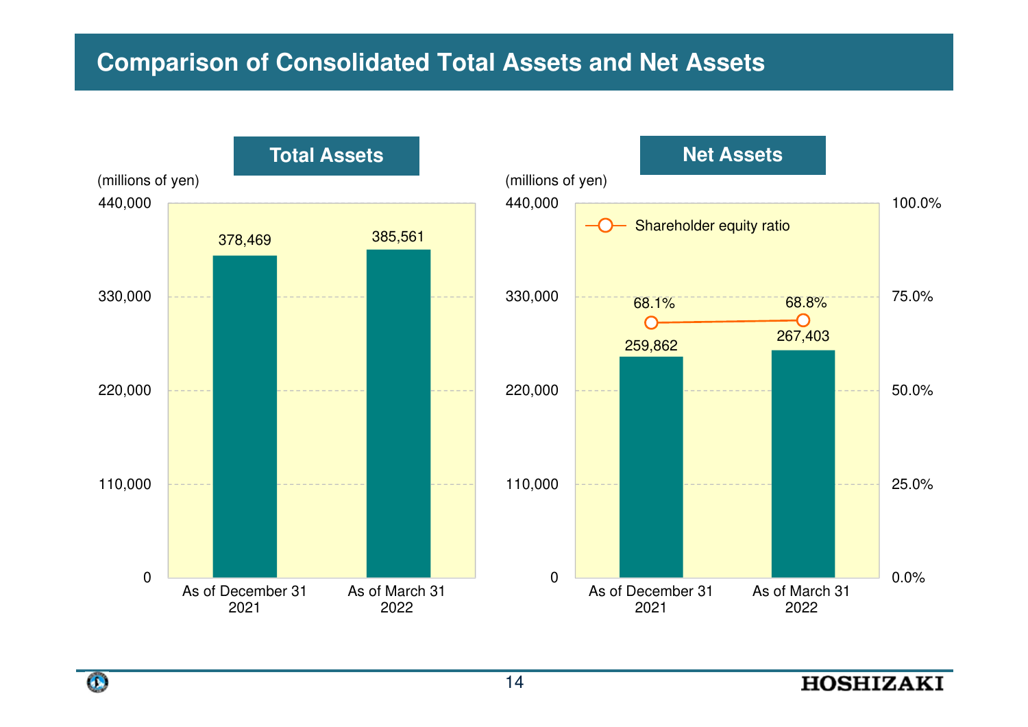# Comparison of Consolidated Total Assets and Net Assets

## Total Assets

(millions of yen)

| | As of December 31 2021 | As of March 31 2022 |
|---|---|---|
| Total Assets | 378,469 | 385,561 |

## Net Assets

(millions of yen)

| | As of December 31 2021 | As of March 31 2022 |
|---|---|---|
| Net Assets | 259,862 | 267,403 |
| Shareholder equity ratio | 68.1% | 68.8% |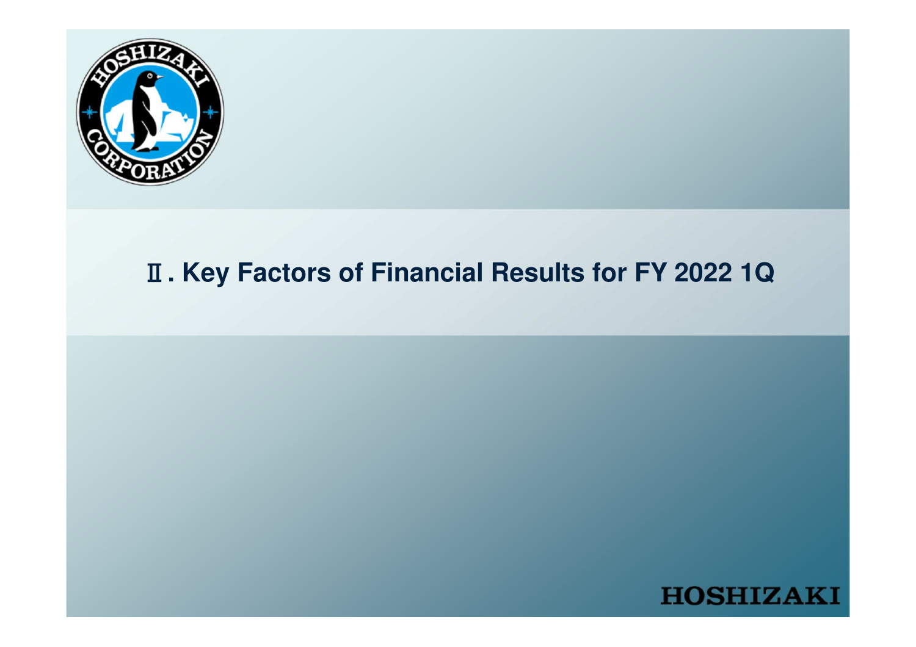# Ⅱ. Key Factors of Financial Results for FY 2022 1Q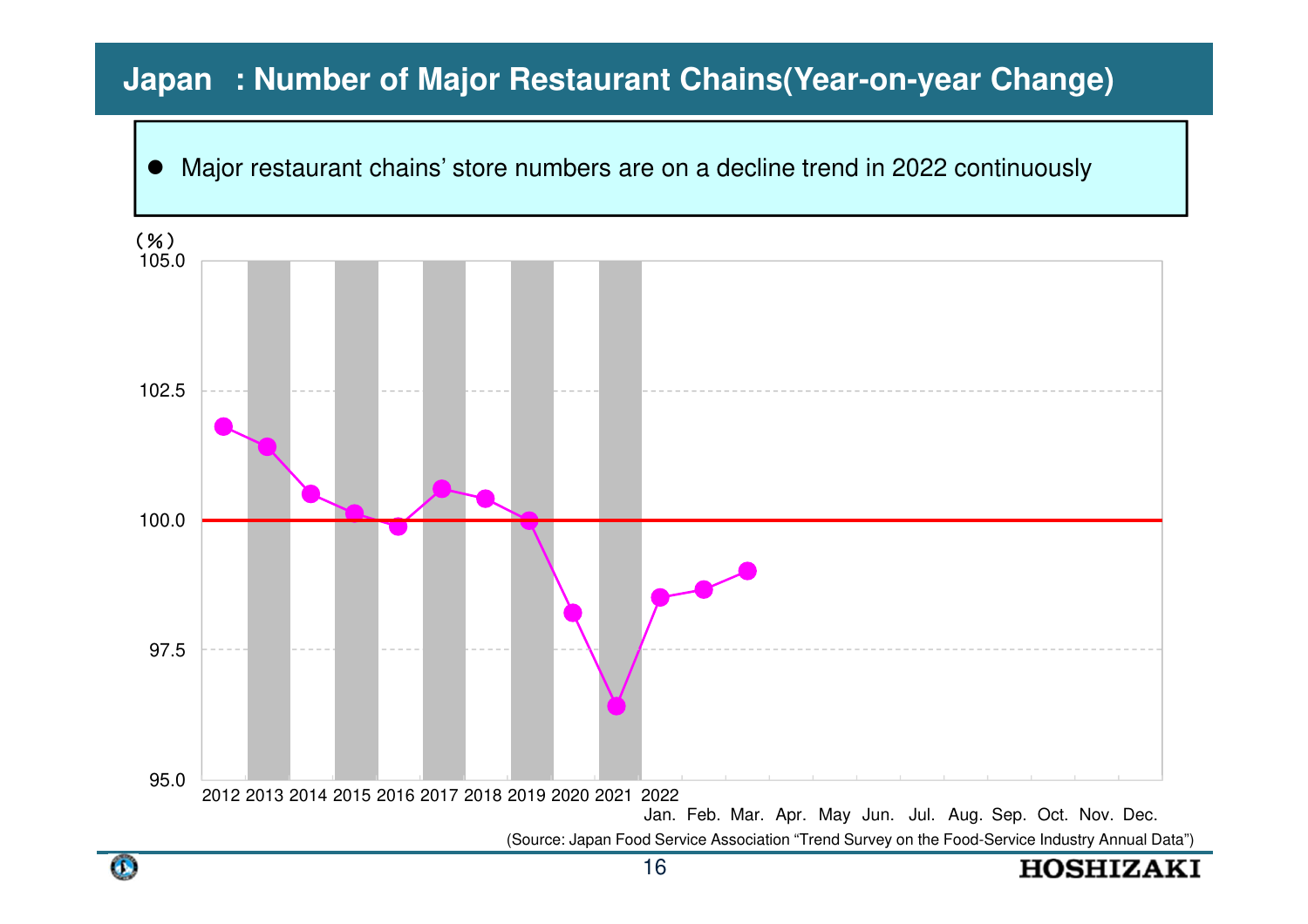# Japan : Number of Major Restaurant Chains(Year-on-year Change)

- Major restaurant chains' store numbers are on a decline trend in 2022 continuously

(%)

105.0

102.5

100.0

97.5

95.0

2012 2013 2014 2015 2016 2017 2018 2019 2020 2021 2022

Jan. Feb. Mar. Apr. May Jun. Jul. Aug. Sep. Oct. Nov. Dec.

(Source: Japan Food Service Association "Trend Survey on the Food-Service Industry Annual Data")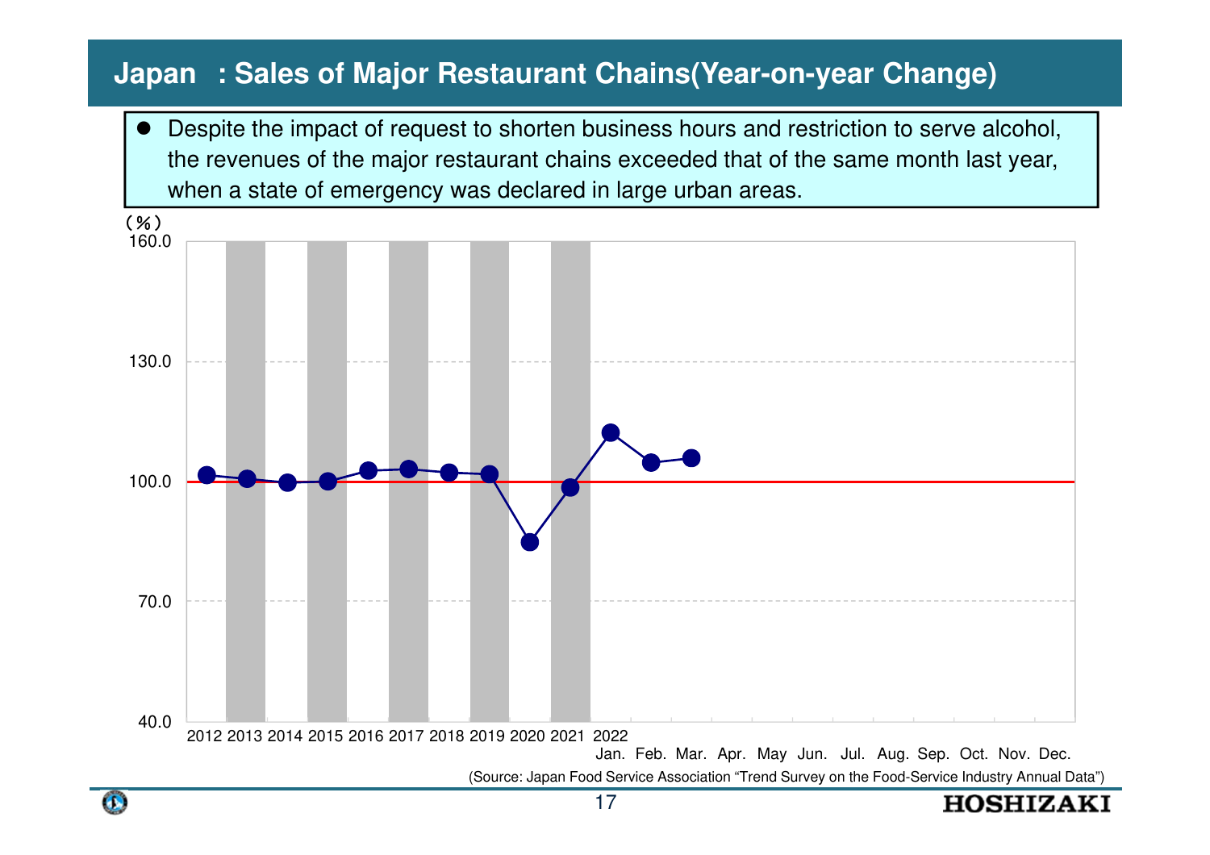# Japan : Sales of Major Restaurant Chains(Year-on-year Change)

- Despite the impact of request to shorten business hours and restriction to serve alcohol, the revenues of the major restaurant chains exceeded that of the same month last year, when a state of emergency was declared in large urban areas.

(%)

160.0

130.0

100.0

70.0

40.0

2012 2013 2014 2015 2016 2017 2018 2019 2020 2021 2022

Jan. Feb. Mar. Apr. May Jun. Jul. Aug. Sep. Oct. Nov. Dec.

(Source: Japan Food Service Association "Trend Survey on the Food-Service Industry Annual Data")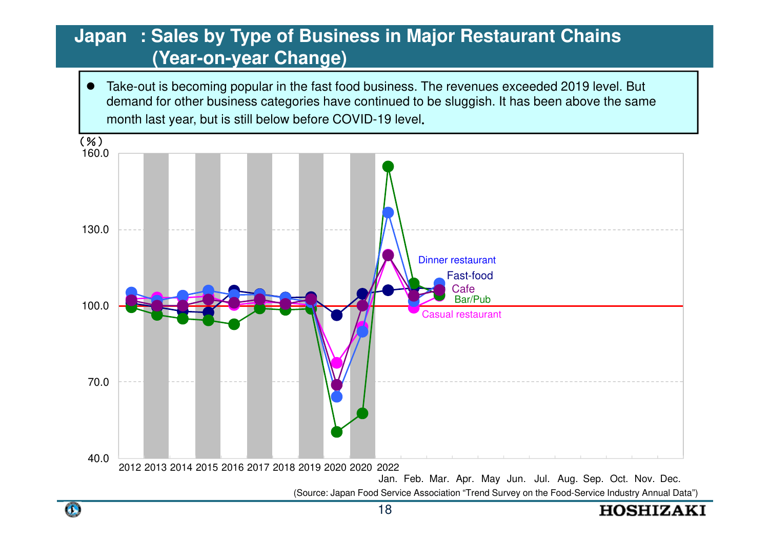# Japan : Sales by Type of Business in Major Restaurant Chains (Year-on-year Change)

- Take-out is becoming popular in the fast food business. The revenues exceeded 2019 level. But demand for other business categories have continued to be sluggish. It has been above the same month last year, but is still below before COVID-19 level.

(%)

160.0

130.0

100.0

70.0

40.0

2012 2013 2014 2015 2016 2017 2018 2019 2020 2020 2022

Jan. Feb. Mar. Apr. May Jun. Jul. Aug. Sep. Oct. Nov. Dec.

Dinner restaurant

Fast-food

Cafe

Bar/Pub

Casual restaurant

(Source: Japan Food Service Association "Trend Survey on the Food-Service Industry Annual Data")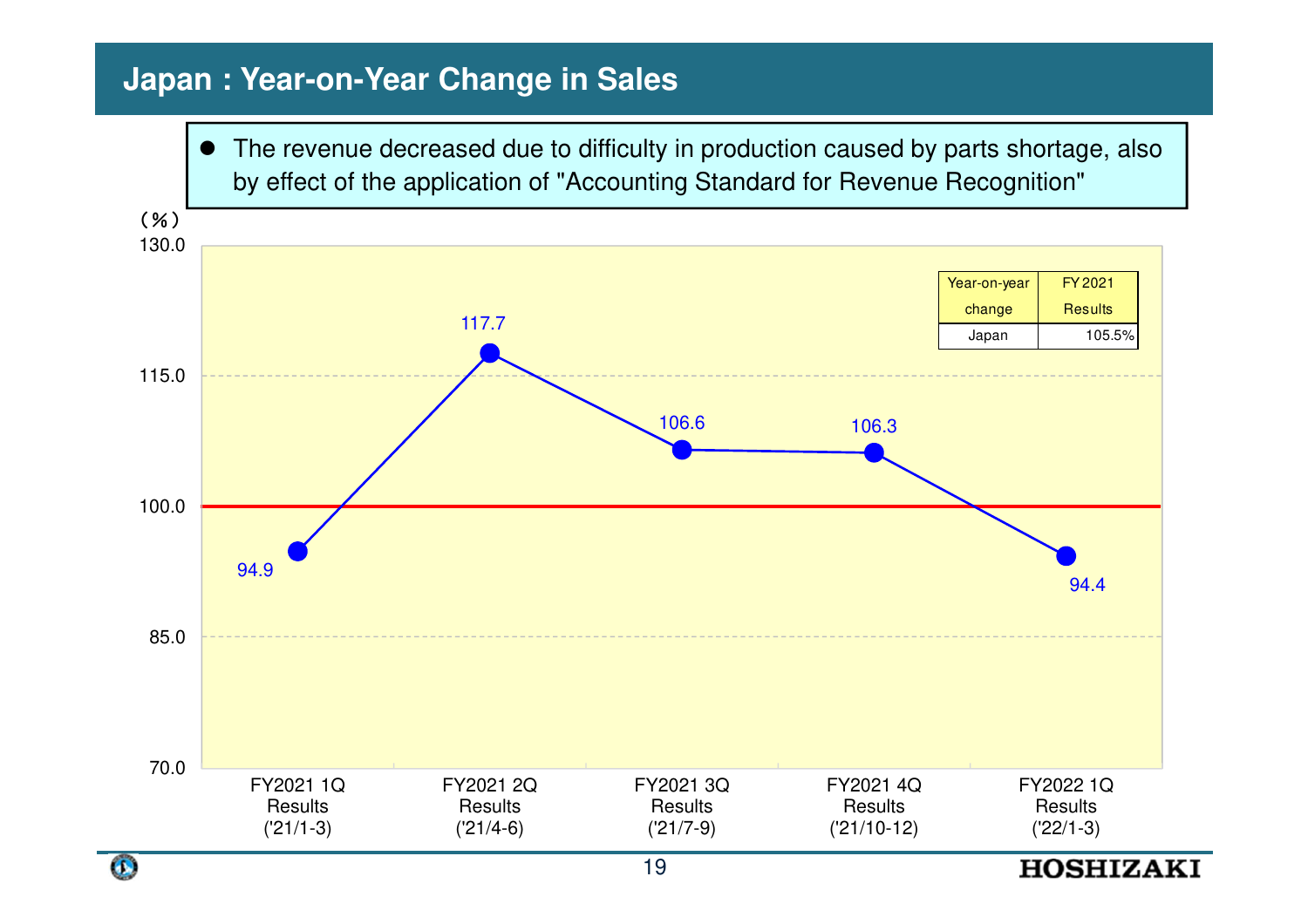# Japan : Year-on-Year Change in Sales

- The revenue decreased due to difficulty in production caused by parts shortage, also by effect of the application of "Accounting Standard for Revenue Recognition"

(%)

| Year-on-year change | FY2021 Results |
|---|---|
| Japan | 105.5% |

| Period | Year-on-year change (%) |
|---|---|
| FY2021 1Q Results ('21/1-3) | 94.9 |
| FY2021 2Q Results ('21/4-6) | 117.7 |
| FY2021 3Q Results ('21/7-9) | 106.6 |
| FY2021 4Q Results ('21/10-12) | 106.3 |
| FY2022 1Q Results ('22/1-3) | 94.4 |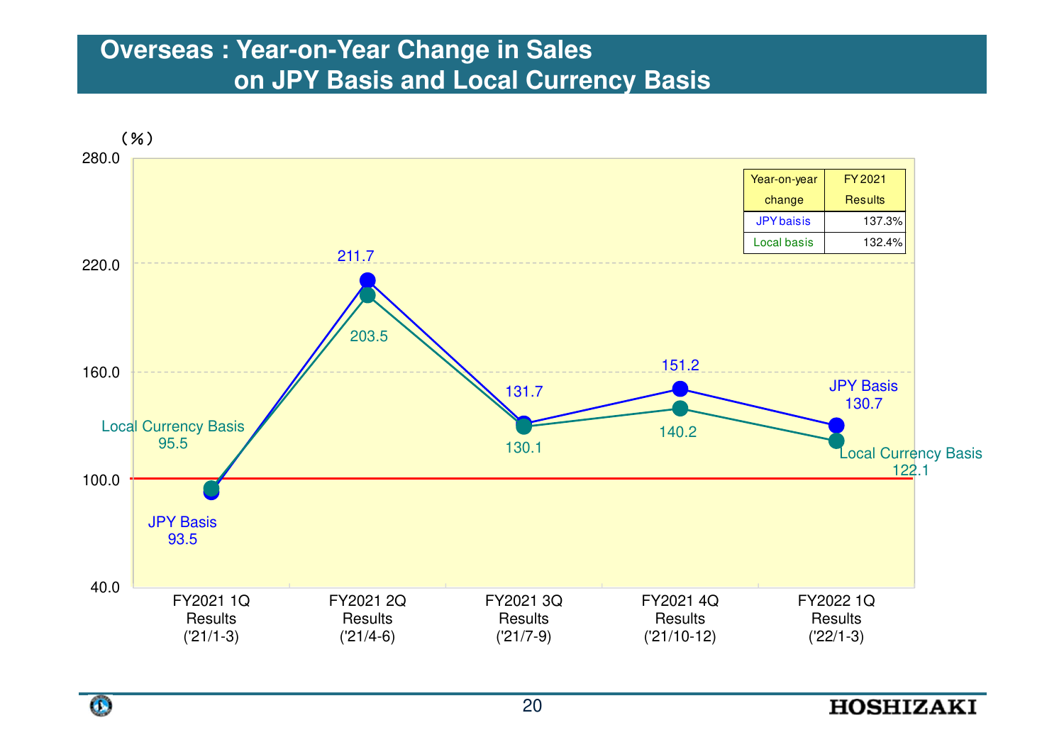# Overseas : Year-on-Year Change in Sales on JPY Basis and Local Currency Basis

(%)

| Year-on-year change | FY2021 Results |
|---|---|
| JPY basis | 137.3% |
| Local basis | 132.4% |

| | FY2021 1Q Results ('21/1-3) | FY2021 2Q Results ('21/4-6) | FY2021 3Q Results ('21/7-9) | FY2021 4Q Results ('21/10-12) | FY2022 1Q Results ('22/1-3) |
|---|---|---|---|---|---|
| JPY Basis | 93.5 | 211.7 | 131.7 | 151.2 | 130.7 |
| Local Currency Basis | 95.5 | 203.5 | 130.1 | 140.2 | 122.1 |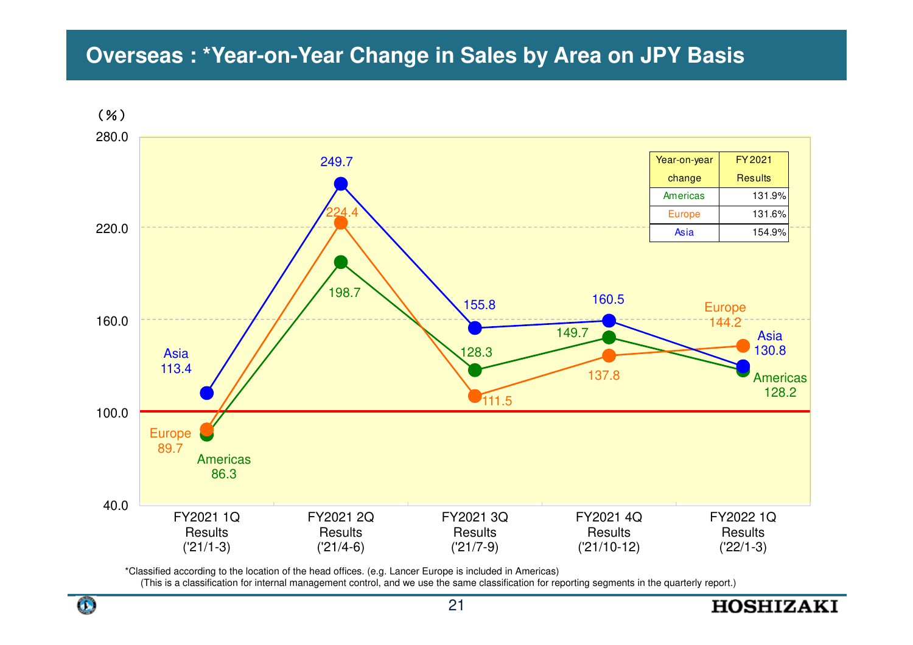# Overseas : *Year-on-Year Change in Sales by Area on JPY Basis

(%)

| | FY2021 1Q Results ('21/1-3) | FY2021 2Q Results ('21/4-6) | FY2021 3Q Results ('21/7-9) | FY2021 4Q Results ('21/10-12) | FY2022 1Q Results ('22/1-3) |
|---|---|---|---|---|---|
| Americas | 86.3 | 198.7 | 128.3 | 149.7 | 128.2 |
| Europe | 89.7 | 224.4 | 111.5 | 137.8 | 144.2 |
| Asia | 113.4 | 249.7 | 155.8 | 160.5 | 130.8 |

| Year-on-year change | FY2021 Results |
|---|---|
| Americas | 131.9% |
| Europe | 131.6% |
| Asia | 154.9% |

*Classified according to the location of the head offices. (e.g. Lancer Europe is included in Americas)
(This is a classification for internal management control, and we use the same classification for reporting segments in the quarterly report.)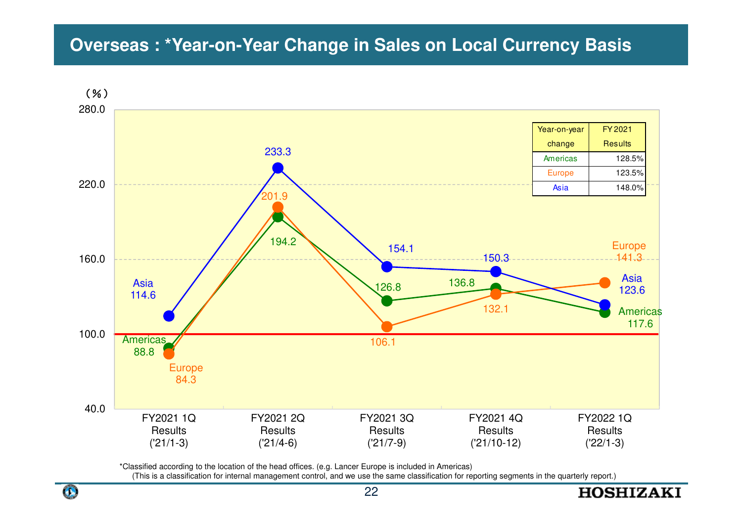# Overseas : *Year-on-Year Change in Sales on Local Currency Basis

(%)

| | FY2021 1Q Results ('21/1-3) | FY2021 2Q Results ('21/4-6) | FY2021 3Q Results ('21/7-9) | FY2021 4Q Results ('21/10-12) | FY2022 1Q Results ('22/1-3) |
|---|---|---|---|---|---|
| Americas | 88.8 | 194.2 | 126.8 | 136.8 | 117.6 |
| Europe | 84.3 | 201.9 | 106.1 | 132.1 | 141.3 |
| Asia | 114.6 | 233.3 | 154.1 | 150.3 | 123.6 |

| Year-on-year change | FY2021 Results |
|---|---|
| Americas | 128.5% |
| Europe | 123.5% |
| Asia | 148.0% |

*Classified according to the location of the head offices. (e.g. Lancer Europe is included in Americas)
(This is a classification for internal management control, and we use the same classification for reporting segments in the quarterly report.)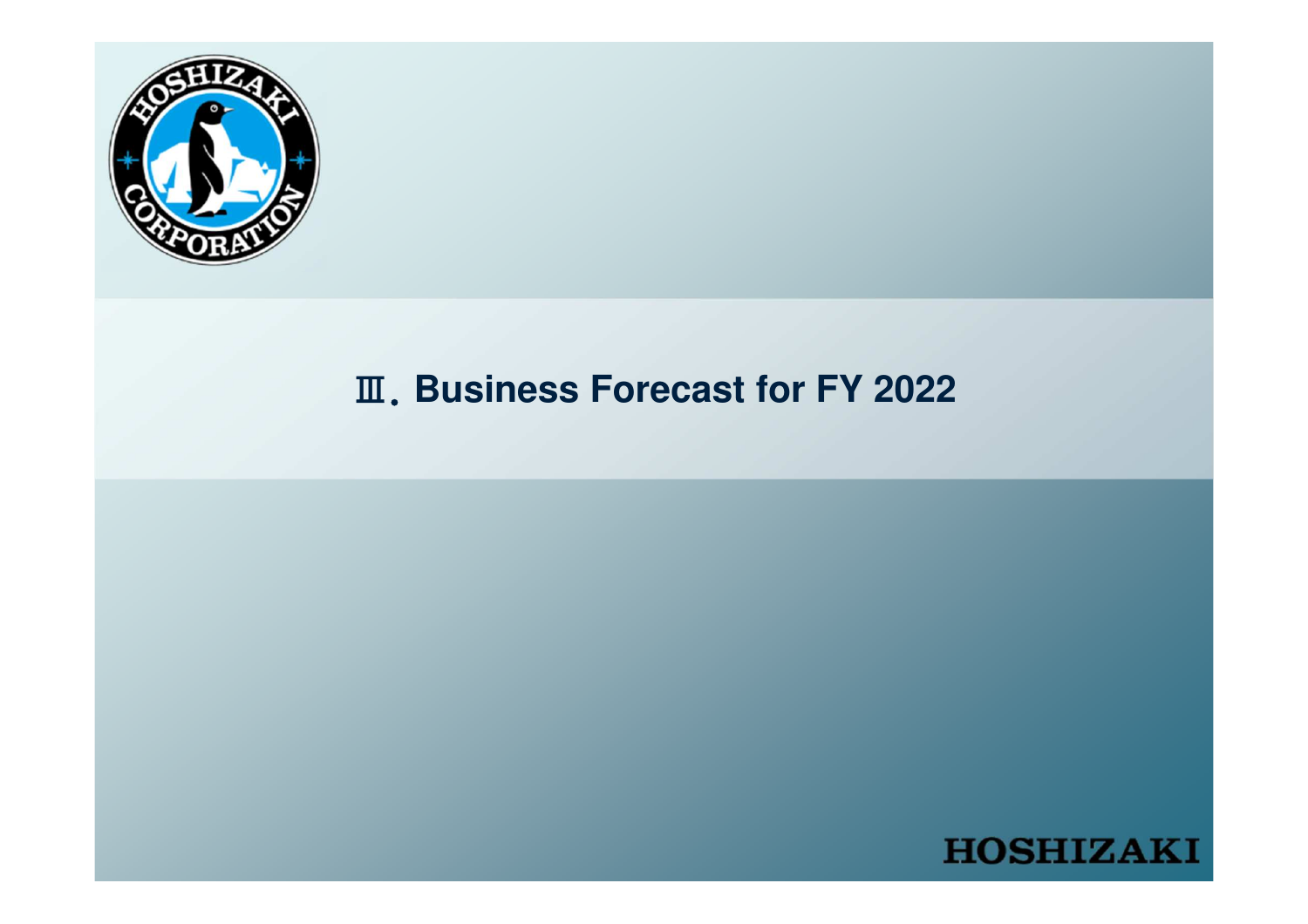# Ⅲ. Business Forecast for FY 2022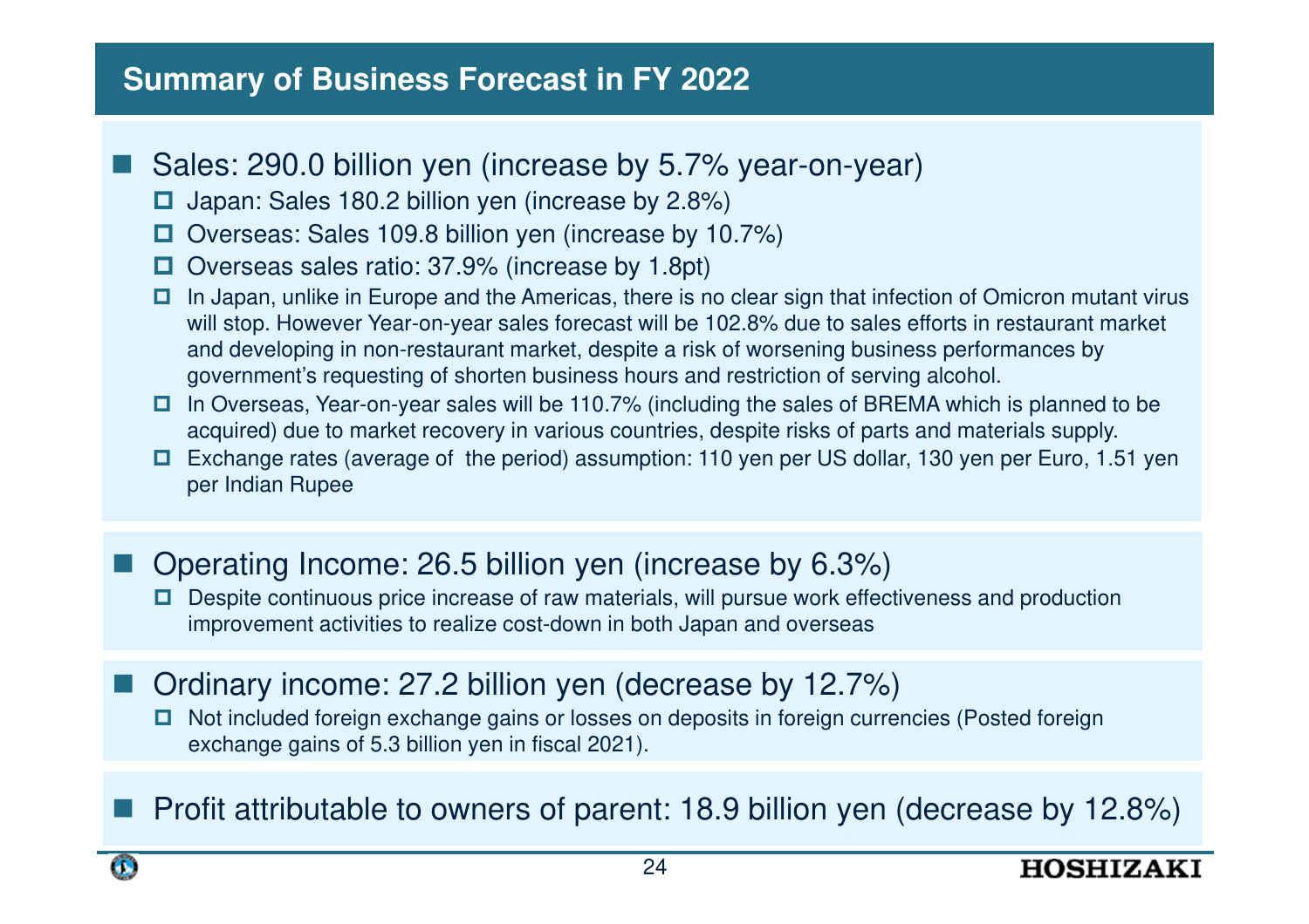# Summary of Business Forecast in FY 2022

- Sales: 290.0 billion yen (increase by 5.7% year-on-year)
  - Japan: Sales 180.2 billion yen (increase by 2.8%)
  - Overseas: Sales 109.8 billion yen (increase by 10.7%)
  - Overseas sales ratio: 37.9% (increase by 1.8pt)
  - In Japan, unlike in Europe and the Americas, there is no clear sign that infection of Omicron mutant virus will stop. However Year-on-year sales forecast will be 102.8% due to sales efforts in restaurant market and developing in non-restaurant market, despite a risk of worsening business performances by government's requesting of shorten business hours and restriction of serving alcohol.
  - In Overseas, Year-on-year sales will be 110.7% (including the sales of BREMA which is planned to be acquired) due to market recovery in various countries, despite risks of parts and materials supply.
  - Exchange rates (average of the period) assumption: 110 yen per US dollar, 130 yen per Euro, 1.51 yen per Indian Rupee

- Operating Income: 26.5 billion yen (increase by 6.3%)
  - Despite continuous price increase of raw materials, will pursue work effectiveness and production improvement activities to realize cost-down in both Japan and overseas

- Ordinary income: 27.2 billion yen (decrease by 12.7%)
  - Not included foreign exchange gains or losses on deposits in foreign currencies (Posted foreign exchange gains of 5.3 billion yen in fiscal 2021).

- Profit attributable to owners of parent: 18.9 billion yen (decrease by 12.8%)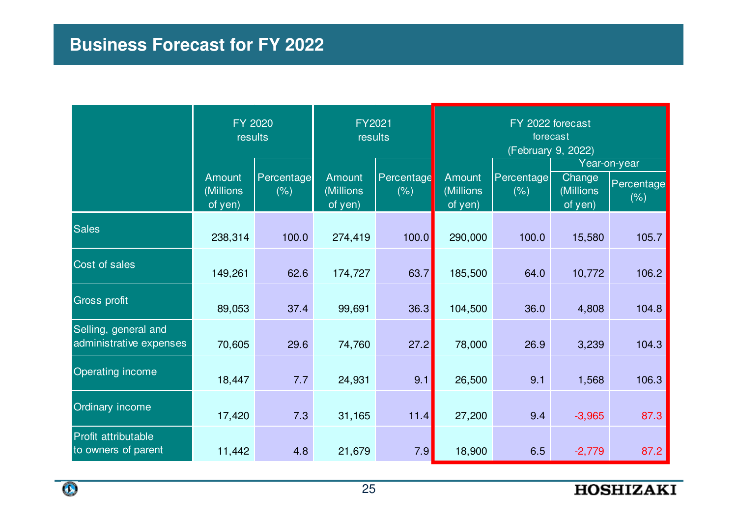# Business Forecast for FY 2022

| | FY 2020 results | | FY2021 results | | FY 2022 forecast forecast (February 9, 2022) | | | |
|---|---|---|---|---|---|---|---|---|
| | | | | | | | Year-on-year | |
| | Amount (Millions of yen) | Percentage (%) | Amount (Millions of yen) | Percentage (%) | Amount (Millions of yen) | Percentage (%) | Change (Millions of yen) | Percentage (%) |
| Sales | 238,314 | 100.0 | 274,419 | 100.0 | 290,000 | 100.0 | 15,580 | 105.7 |
| Cost of sales | 149,261 | 62.6 | 174,727 | 63.7 | 185,500 | 64.0 | 10,772 | 106.2 |
| Gross profit | 89,053 | 37.4 | 99,691 | 36.3 | 104,500 | 36.0 | 4,808 | 104.8 |
| Selling, general and administrative expenses | 70,605 | 29.6 | 74,760 | 27.2 | 78,000 | 26.9 | 3,239 | 104.3 |
| Operating income | 18,447 | 7.7 | 24,931 | 9.1 | 26,500 | 9.1 | 1,568 | 106.3 |
| Ordinary income | 17,420 | 7.3 | 31,165 | 11.4 | 27,200 | 9.4 | -3,965 | 87.3 |
| Profit attributable to owners of parent | 11,442 | 4.8 | 21,679 | 7.9 | 18,900 | 6.5 | -2,779 | 87.2 |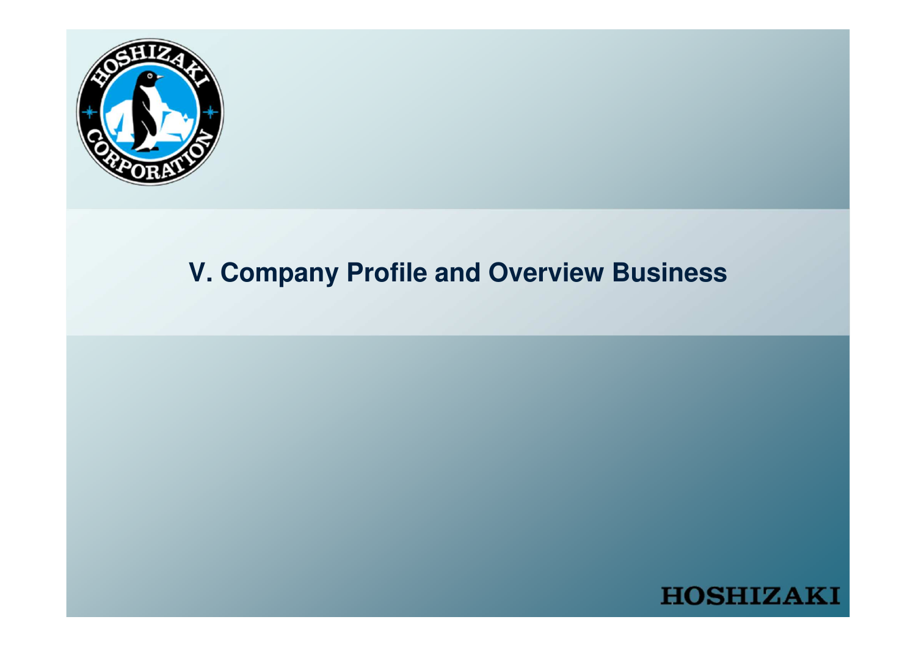# V. Company Profile and Overview Business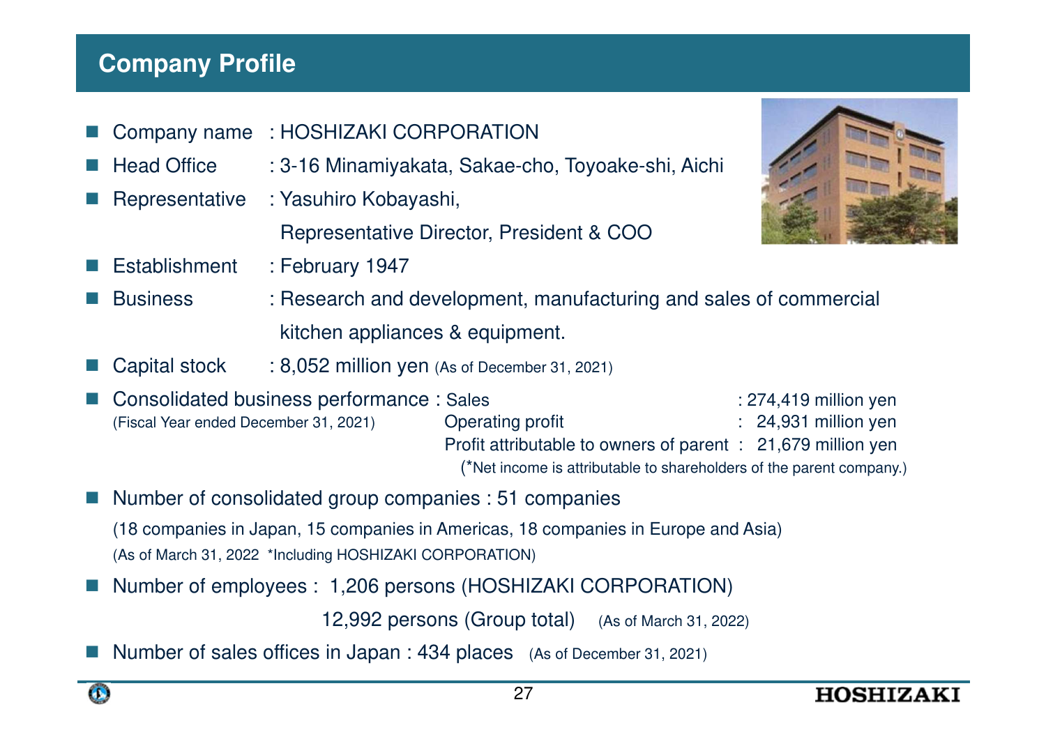## Company Profile

- Company name : HOSHIZAKI CORPORATION
- Head Office : 3-16 Minamiyakata, Sakae-cho, Toyoake-shi, Aichi
- Representative : Yasuhiro Kobayashi,
  Representative Director, President & COO
- Establishment : February 1947
- Business : Research and development, manufacturing and sales of commercial kitchen appliances & equipment.
- Capital stock : 8,052 million yen (As of December 31, 2021)
- Consolidated business performance : (Fiscal Year ended December 31, 2021)
  - Sales : 274,419 million yen
  - Operating profit : 24,931 million yen
  - Profit attributable to owners of parent : 21,679 million yen
  - (*Net income is attributable to shareholders of the parent company.)
- Number of consolidated group companies : 51 companies
  (18 companies in Japan, 15 companies in Americas, 18 companies in Europe and Asia)
  (As of March 31, 2022 *Including HOSHIZAKI CORPORATION)
- Number of employees : 1,206 persons (HOSHIZAKI CORPORATION)
  12,992 persons (Group total) (As of March 31, 2022)
- Number of sales offices in Japan : 434 places (As of December 31, 2021)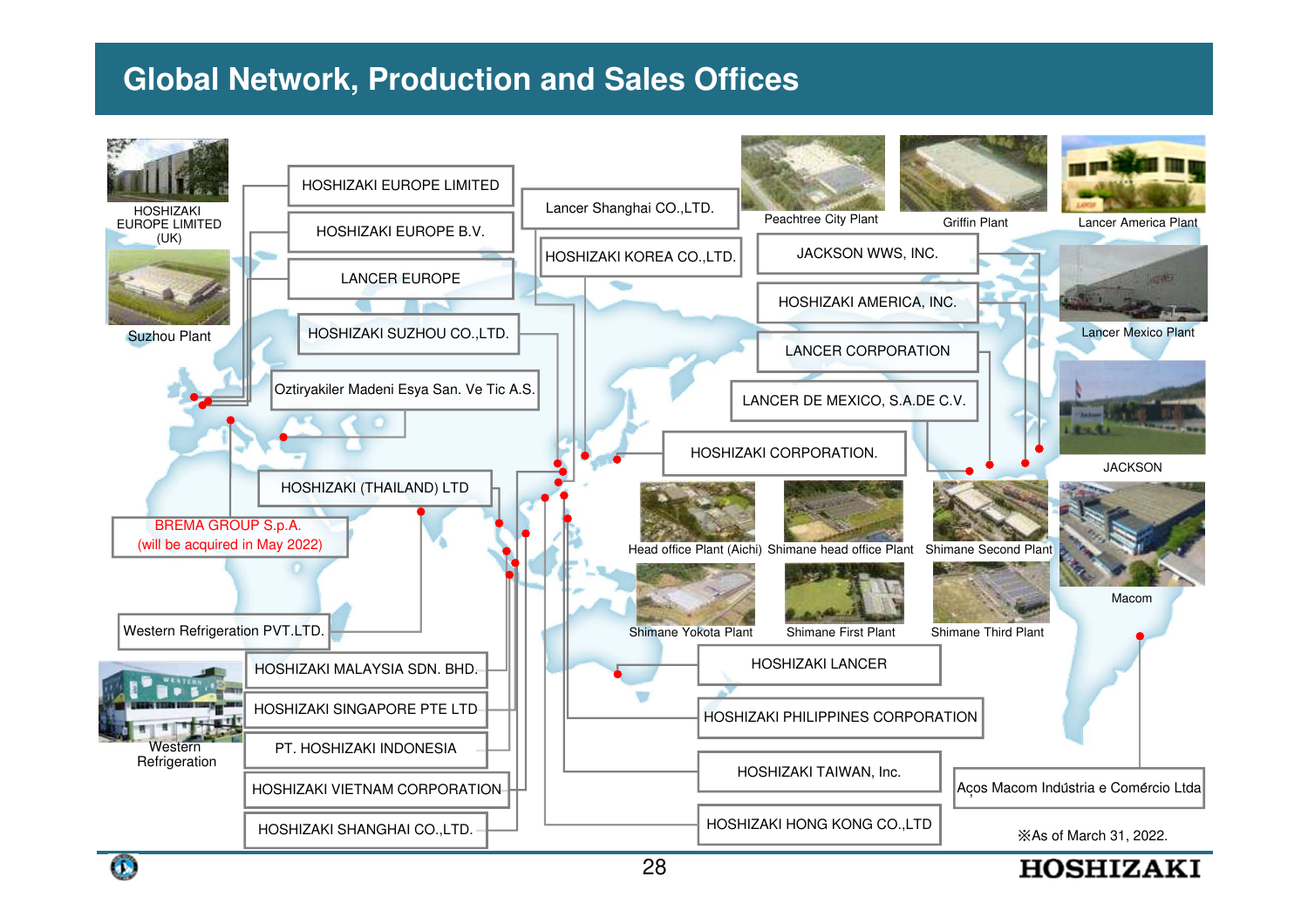# Global Network, Production and Sales Offices

- HOSHIZAKI EUROPE LIMITED
- HOSHIZAKI EUROPE B.V.
- LANCER EUROPE
- HOSHIZAKI SUZHOU CO.,LTD.
- Oztiryakiler Madeni Esya San. Ve Tic A.S.
- HOSHIZAKI (THAILAND) LTD
- BREMA GROUP S.p.A. (will be acquired in May 2022)
- Western Refrigeration PVT.LTD.
- HOSHIZAKI MALAYSIA SDN. BHD.
- HOSHIZAKI SINGAPORE PTE LTD
- PT. HOSHIZAKI INDONESIA
- HOSHIZAKI VIETNAM CORPORATION
- HOSHIZAKI SHANGHAI CO.,LTD.
- Lancer Shanghai CO.,LTD.
- HOSHIZAKI KOREA CO.,LTD.
- JACKSON WWS, INC.
- HOSHIZAKI AMERICA, INC.
- LANCER CORPORATION
- LANCER DE MEXICO, S.A.DE C.V.
- HOSHIZAKI CORPORATION.
- HOSHIZAKI LANCER
- HOSHIZAKI PHILIPPINES CORPORATION
- HOSHIZAKI TAIWAN, Inc.
- HOSHIZAKI HONG KONG CO.,LTD
- Aços Macom Indústria e Comércio Ltda

HOSHIZAKI EUROPE LIMITED (UK)

Suzhou Plant

Western Refrigeration

Peachtree City Plant

Griffin Plant

Lancer America Plant

Lancer Mexico Plant

JACKSON

Macom

Head office Plant (Aichi)

Shimane head office Plant

Shimane Second Plant

Shimane Yokota Plant

Shimane First Plant

Shimane Third Plant

※As of March 31, 2022.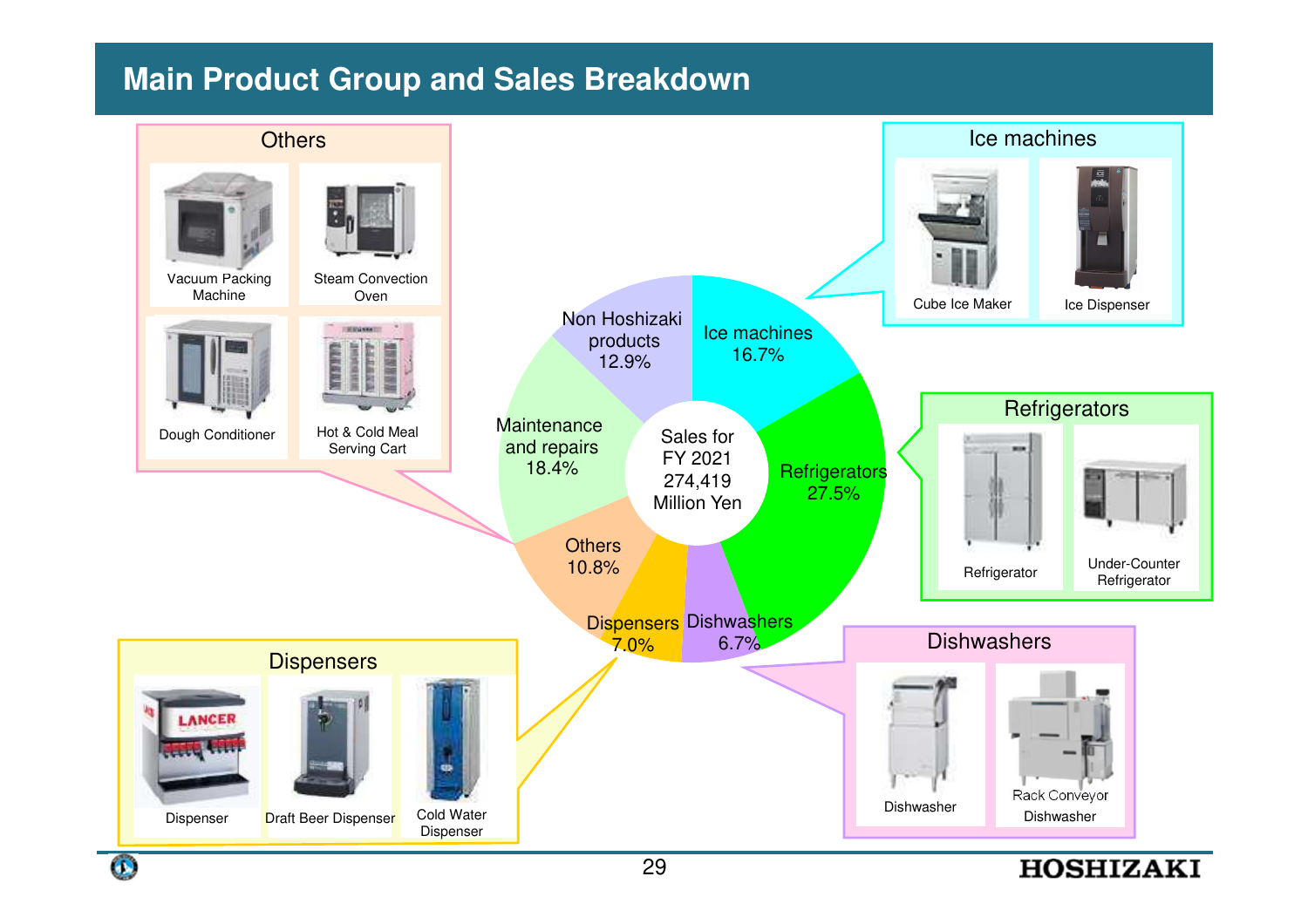# Main Product Group and Sales Breakdown

Sales for FY 2021: 274,419 Million Yen

| Product Group | Share |
|---|---|
| Ice machines | 16.7% |
| Refrigerators | 27.5% |
| Dishwashers | 6.7% |
| Dispensers | 7.0% |
| Others | 10.8% |
| Maintenance and repairs | 18.4% |
| Non Hoshizaki products | 12.9% |

## Ice machines
- Cube Ice Maker
- Ice Dispenser

## Refrigerators
- Refrigerator
- Under-Counter Refrigerator

## Dishwashers
- Dishwasher
- Rack Conveyor Dishwasher

## Dispensers
- Dispenser
- Draft Beer Dispenser
- Cold Water Dispenser

## Others
- Vacuum Packing Machine
- Steam Convection Oven
- Dough Conditioner
- Hot & Cold Meal Serving Cart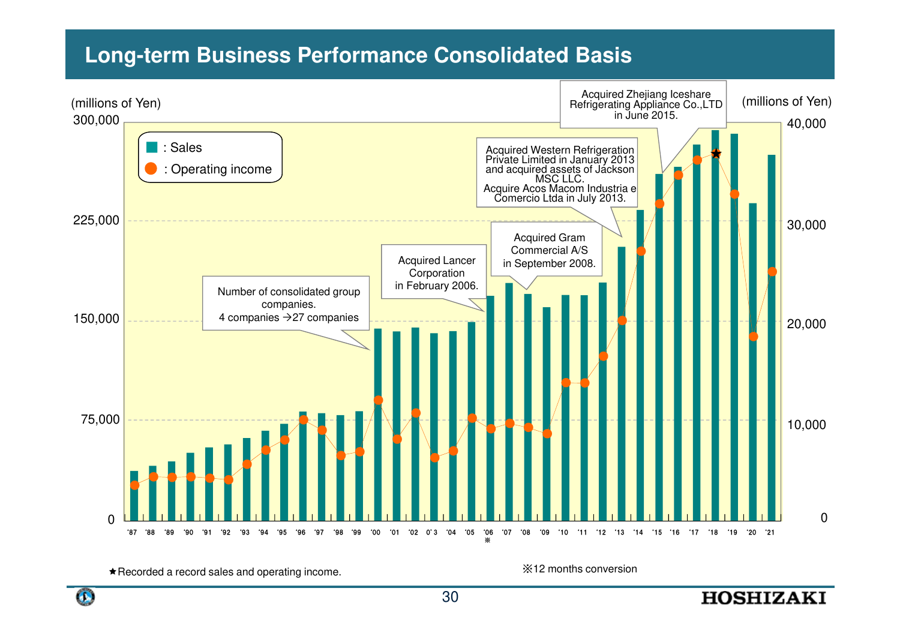# Long-term Business Performance Consolidated Basis

(millions of Yen) — left axis: 0, 75,000, 150,000, 225,000, 300,000

(millions of Yen) — right axis: 0, 10,000, 20,000, 30,000, 40,000

■ : Sales

● : Operating income

Number of consolidated group companies. 4 companies →27 companies

Acquired Lancer Corporation in February 2006.

Acquired Gram Commercial A/S in September 2008.

Acquired Western Refrigeration Private Limited in January 2013 and acquired assets of Jackson MSC LLC. Acquire Acos Macom Industria e Comercio Ltda in July 2013.

Acquired Zhejiang Iceshare Refrigerating Appliance Co.,LTD in June 2015.

'87 '88 '89 '90 '91 '92 '93 '94 '95 '96 '97 '98 '99 '00 '01 '02 0'3 '04 '05 '06※ '07 '08 '09 '10 '11 '12 '13 '14 '15 '16 '17 '18 '19 '20 '21

★Recorded a record sales and operating income.

※12 months conversion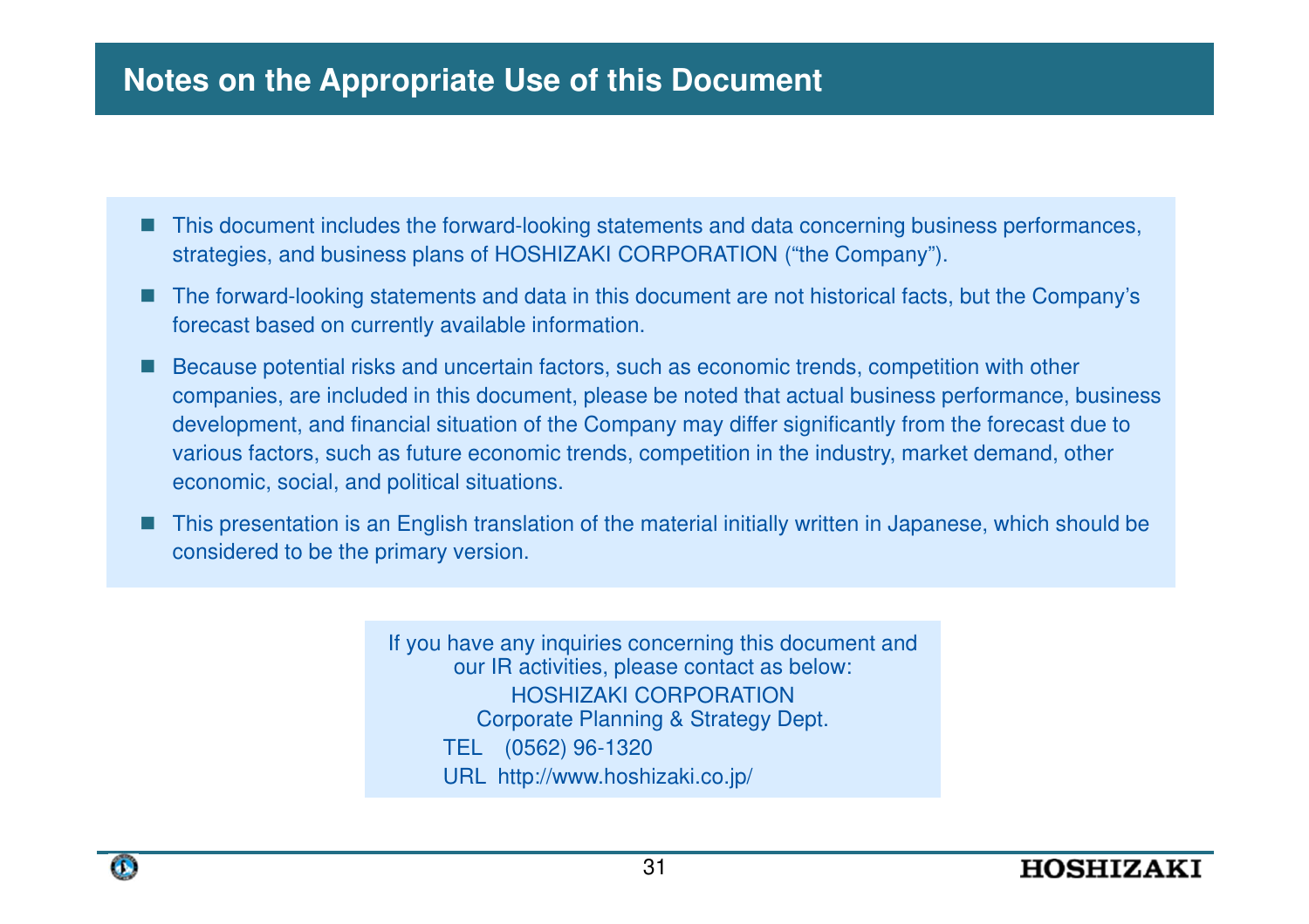# Notes on the Appropriate Use of this Document

- This document includes the forward-looking statements and data concerning business performances, strategies, and business plans of HOSHIZAKI CORPORATION (“the Company”).
- The forward-looking statements and data in this document are not historical facts, but the Company’s forecast based on currently available information.
- Because potential risks and uncertain factors, such as economic trends, competition with other companies, are included in this document, please be noted that actual business performance, business development, and financial situation of the Company may differ significantly from the forecast due to various factors, such as future economic trends, competition in the industry, market demand, other economic, social, and political situations.
- This presentation is an English translation of the material initially written in Japanese, which should be considered to be the primary version.

If you have any inquiries concerning this document and our IR activities, please contact as below:

HOSHIZAKI CORPORATION
Corporate Planning & Strategy Dept.

TEL (0562) 96-1320

URL http://www.hoshizaki.co.jp/